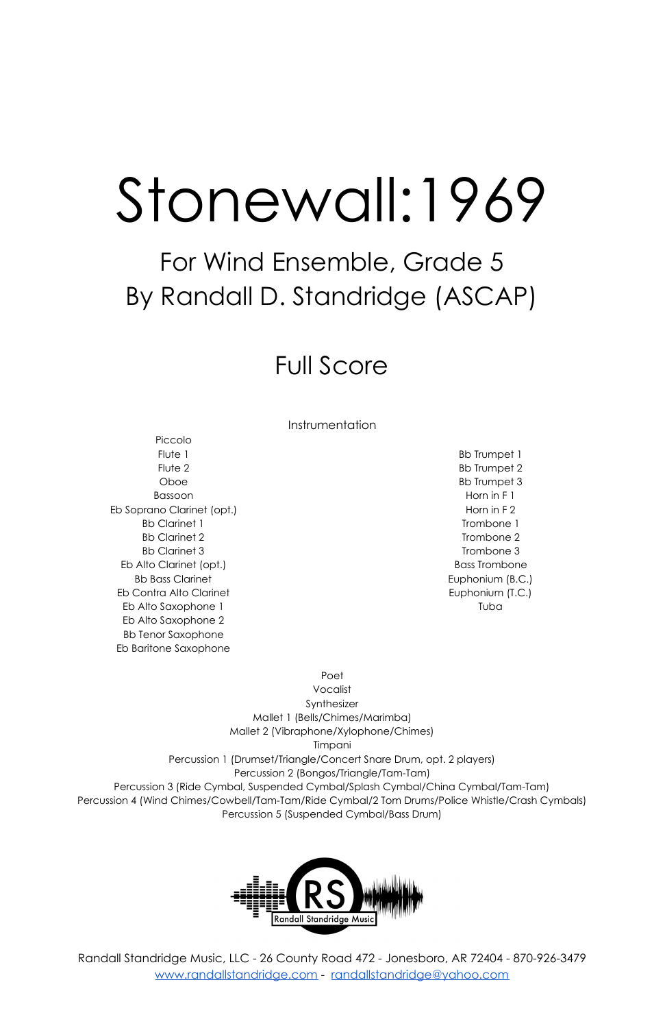# Stonewall:1969

## For Wind Ensemble, Grade 5
## By Randall D. Standridge (ASCAP)

## Full Score

Instrumentation

Piccolo
Flute 1
Flute 2
Oboe
Bassoon
Eb Soprano Clarinet (opt.)
Bb Clarinet 1
Bb Clarinet 2
Bb Clarinet 3
Eb Alto Clarinet (opt.)
Bb Bass Clarinet
Eb Contra Alto Clarinet
Eb Alto Saxophone 1
Eb Alto Saxophone 2
Bb Tenor Saxophone
Eb Baritone Saxophone

Bb Trumpet 1
Bb Trumpet 2
Bb Trumpet 3
Horn in F 1
Horn in F 2
Trombone 1
Trombone 2
Trombone 3
Bass Trombone
Euphonium (B.C.)
Euphonium (T.C.)
Tuba

Poet
Vocalist
Synthesizer
Mallet 1 (Bells/Chimes/Marimba)
Mallet 2 (Vibraphone/Xylophone/Chimes)
Timpani
Percussion 1 (Drumset/Triangle/Concert Snare Drum, opt. 2 players)
Percussion 2 (Bongos/Triangle/Tam-Tam)
Percussion 3 (Ride Cymbal, Suspended Cymbal/Splash Cymbal/China Cymbal/Tam-Tam)
Percussion 4 (Wind Chimes/Cowbell/Tam-Tam/Ride Cymbal/2 Tom Drums/Police Whistle/Crash Cymbals)
Percussion 5 (Suspended Cymbal/Bass Drum)

RS
Randall Standridge Music

Randall Standridge Music, LLC - 26 County Road 472 - Jonesboro, AR 72404 - 870-926-3479
www.randallstandridge.com - randallstandridge@yahoo.com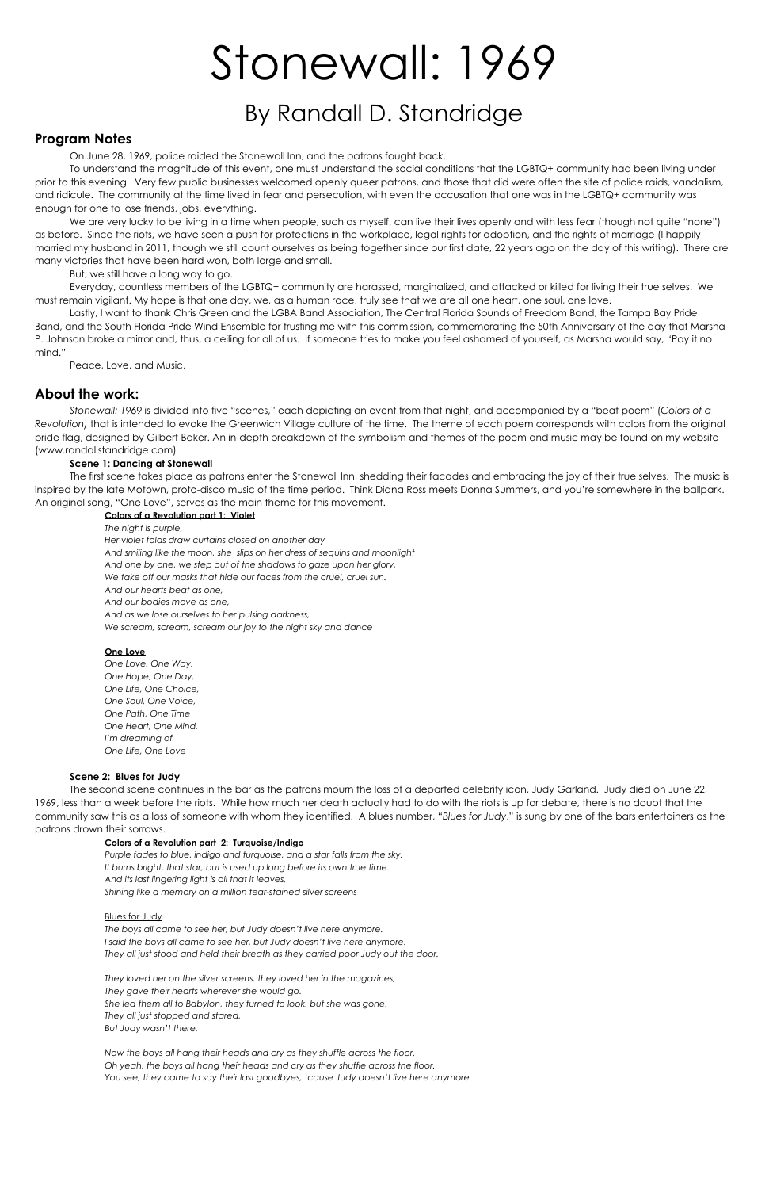# Stonewall: 1969

## By Randall D. Standridge

### Program Notes

On June 28, 1969, police raided the Stonewall Inn, and the patrons fought back.

To understand the magnitude of this event, one must understand the social conditions that the LGBTQ+ community had been living under prior to this evening. Very few public businesses welcomed openly queer patrons, and those that did were often the site of police raids, vandalism, and ridicule. The community at the time lived in fear and persecution, with even the accusation that one was in the LGBTQ+ community was enough for one to lose friends, jobs, everything.

We are very lucky to be living in a time when people, such as myself, can live their lives openly and with less fear (though not quite "none") as before. Since the riots, we have seen a push for protections in the workplace, legal rights for adoption, and the rights of marriage (I happily married my husband in 2011, though we still count ourselves as being together since our first date, 22 years ago on the day of this writing). There are many victories that have been hard won, both large and small.

But, we still have a long way to go.

Everyday, countless members of the LGBTQ+ community are harassed, marginalized, and attacked or killed for living their true selves. We must remain vigilant. My hope is that one day, we, as a human race, truly see that we are all one heart, one soul, one love.

Lastly, I want to thank Chris Green and the LGBA Band Association, The Central Florida Sounds of Freedom Band, the Tampa Bay Pride Band, and the South Florida Pride Wind Ensemble for trusting me with this commission, commemorating the 50th Anniversary of the day that Marsha P. Johnson broke a mirror and, thus, a ceiling for all of us. If someone tries to make you feel ashamed of yourself, as Marsha would say, "Pay it no mind."

Peace, Love, and Music.

### About the work:

*Stonewall: 1969* is divided into five "scenes," each depicting an event from that night, and accompanied by a "beat poem" (*Colors of a Revolution)* that is intended to evoke the Greenwich Village culture of the time. The theme of each poem corresponds with colors from the original pride flag, designed by Gilbert Baker. An in-depth breakdown of the symbolism and themes of the poem and music may be found on my website (www.randallstandridge.com)

**Scene 1: Dancing at Stonewall**

The first scene takes place as patrons enter the Stonewall Inn, shedding their facades and embracing the joy of their true selves. The music is inspired by the late Motown, proto-disco music of the time period. Think Diana Ross meets Donna Summers, and you're somewhere in the ballpark. An original song, "One Love", serves as the main theme for this movement.

**Colors of a Revolution part 1: Violet**

*The night is purple,*
*Her violet folds draw curtains closed on another day*
*And smiling like the moon, she slips on her dress of sequins and moonlight*
*And one by one, we step out of the shadows to gaze upon her glory,*
*We take off our masks that hide our faces from the cruel, cruel sun.*
*And our hearts beat as one,*
*And our bodies move as one,*
*And as we lose ourselves to her pulsing darkness,*
*We scream, scream, scream our joy to the night sky and dance*

**One Love**

*One Love, One Way,*
*One Hope, One Day,*
*One Life, One Choice,*
*One Soul, One Voice,*
*One Path, One Time*
*One Heart, One Mind,*
*I'm dreaming of*
*One Life, One Love*

**Scene 2: Blues for Judy**

The second scene continues in the bar as the patrons mourn the loss of a departed celebrity icon, Judy Garland. Judy died on June 22, 1969, less than a week before the riots. While how much her death actually had to do with the riots is up for debate, there is no doubt that the community saw this as a loss of someone with whom they identified. A blues number, "*Blues for Judy*," is sung by one of the bars entertainers as the patrons drown their sorrows.

**Colors of a Revolution part 2: Turquoise/Indigo**

*Purple fades to blue, indigo and turquoise, and a star falls from the sky.*
*It burns bright, that star, but is used up long before its own true time.*
*And its last lingering light is all that it leaves,*
*Shining like a memory on a million tear-stained silver screens*

Blues for Judy

*The boys all came to see her, but Judy doesn't live here anymore.*
*I said the boys all came to see her, but Judy doesn't live here anymore.*
*They all just stood and held their breath as they carried poor Judy out the door.*

*They loved her on the silver screens, they loved her in the magazines,*
*They gave their hearts wherever she would go.*
*She led them all to Babylon, they turned to look, but she was gone,*
*They all just stopped and stared,*
*But Judy wasn't there.*

*Now the boys all hang their heads and cry as they shuffle across the floor.*
*Oh yeah, the boys all hang their heads and cry as they shuffle across the floor.*
*You see, they came to say their last goodbyes, 'cause Judy doesn't live here anymore.*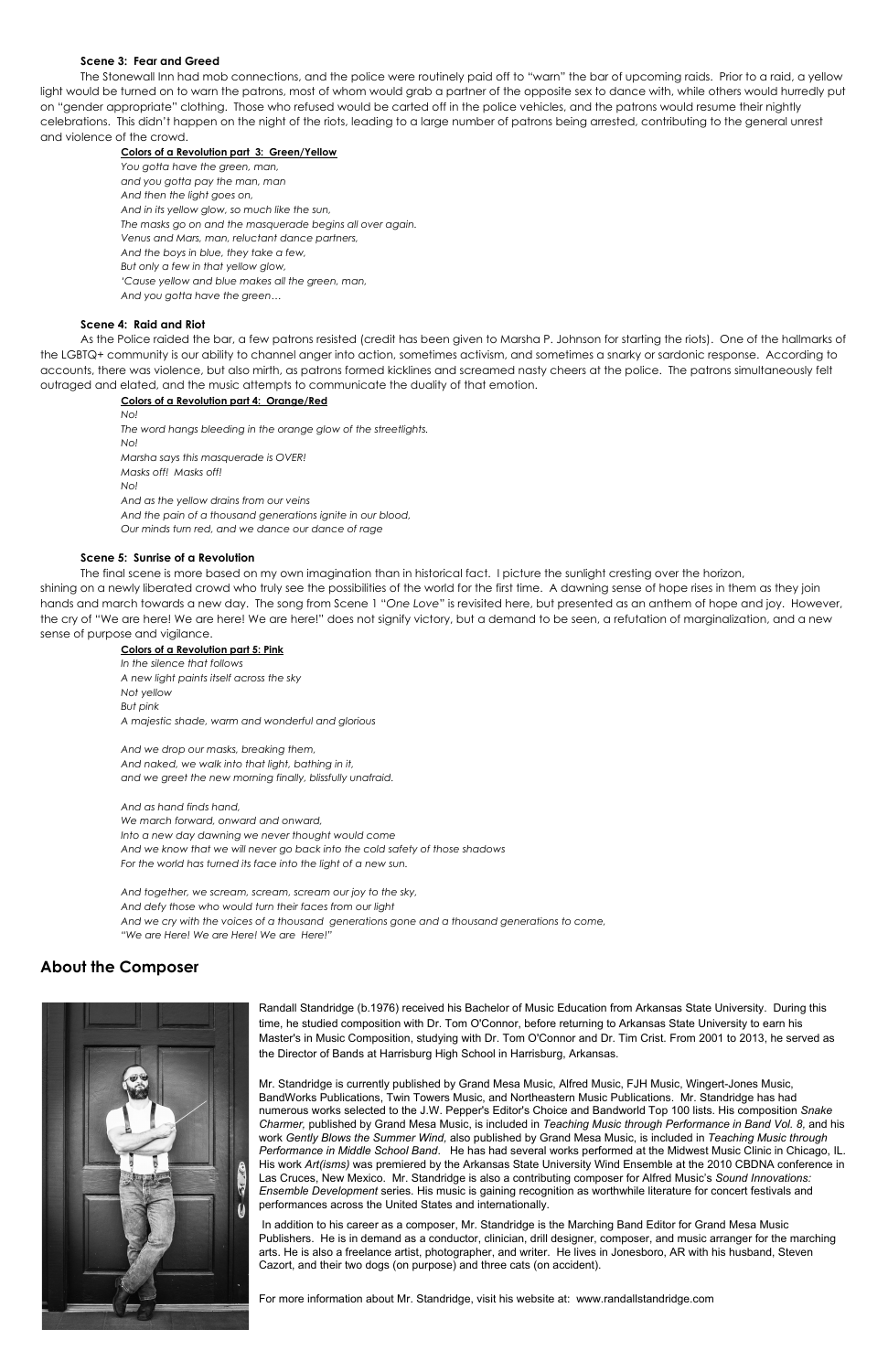**Scene 3: Fear and Greed**

The Stonewall Inn had mob connections, and the police were routinely paid off to "warn" the bar of upcoming raids. Prior to a raid, a yellow light would be turned on to warn the patrons, most of whom would grab a partner of the opposite sex to dance with, while others would hurredly put on "gender appropriate" clothing. Those who refused would be carted off in the police vehicles, and the patrons would resume their nightly celebrations. This didn't happen on the night of the riots, leading to a large number of patrons being arrested, contributing to the general unrest and violence of the crowd.

**Colors of a Revolution part 3: Green/Yellow**

*You gotta have the green, man,*
*and you gotta pay the man, man*
*And then the light goes on,*
*And in its yellow glow, so much like the sun,*
*The masks go on and the masquerade begins all over again.*
*Venus and Mars, man, reluctant dance partners,*
*And the boys in blue, they take a few,*
*But only a few in that yellow glow,*
*'Cause yellow and blue makes all the green, man,*
*And you gotta have the green…*

**Scene 4: Raid and Riot**

As the Police raided the bar, a few patrons resisted (credit has been given to Marsha P. Johnson for starting the riots). One of the hallmarks of the LGBTQ+ community is our ability to channel anger into action, sometimes activism, and sometimes a snarky or sardonic response. According to accounts, there was violence, but also mirth, as patrons formed kicklines and screamed nasty cheers at the police. The patrons simultaneously felt outraged and elated, and the music attempts to communicate the duality of that emotion.

**Colors of a Revolution part 4: Orange/Red**

*No!*
*The word hangs bleeding in the orange glow of the streetlights.*
*No!*
*Marsha says this masquerade is OVER!*
*Masks off! Masks off!*
*No!*
*And as the yellow drains from our veins*
*And the pain of a thousand generations ignite in our blood,*
*Our minds turn red, and we dance our dance of rage*

**Scene 5: Sunrise of a Revolution**

The final scene is more based on my own imagination than in historical fact. I picture the sunlight cresting over the horizon, shining on a newly liberated crowd who truly see the possibilities of the world for the first time. A dawning sense of hope rises in them as they join hands and march towards a new day. The song from Scene 1 "*One Love*" is revisited here, but presented as an anthem of hope and joy. However, the cry of "We are here! We are here! We are here!" does not signify victory, but a demand to be seen, a refutation of marginalization, and a new sense of purpose and vigilance.

**Colors of a Revolution part 5: Pink**

*In the silence that follows*
*A new light paints itself across the sky*
*Not yellow*
*But pink*
*A majestic shade, warm and wonderful and glorious*

*And we drop our masks, breaking them,*
*And naked, we walk into that light, bathing in it,*
*and we greet the new morning finally, blissfully unafraid.*

*And as hand finds hand,*
*We march forward, onward and onward,*
*Into a new day dawning we never thought would come*
*And we know that we will never go back into the cold safety of those shadows*
*For the world has turned its face into the light of a new sun.*

*And together, we scream, scream, scream our joy to the sky,*
*And defy those who would turn their faces from our light*
*And we cry with the voices of a thousand generations gone and a thousand generations to come,*
*"We are Here! We are Here! We are Here!"*

## About the Composer

Randall Standridge (b.1976) received his Bachelor of Music Education from Arkansas State University. During this time, he studied composition with Dr. Tom O'Connor, before returning to Arkansas State University to earn his Master's in Music Composition, studying with Dr. Tom O'Connor and Dr. Tim Crist. From 2001 to 2013, he served as the Director of Bands at Harrisburg High School in Harrisburg, Arkansas.

Mr. Standridge is currently published by Grand Mesa Music, Alfred Music, FJH Music, Wingert-Jones Music, BandWorks Publications, Twin Towers Music, and Northeastern Music Publications. Mr. Standridge has had numerous works selected to the J.W. Pepper's Editor's Choice and Bandworld Top 100 lists. His composition *Snake Charmer,* published by Grand Mesa Music, is included in *Teaching Music through Performance in Band Vol. 8,* and his work *Gently Blows the Summer Wind,* also published by Grand Mesa Music, is included in *Teaching Music through Performance in Middle School Band*. He has had several works performed at the Midwest Music Clinic in Chicago, IL. His work *Art(isms)* was premiered by the Arkansas State University Wind Ensemble at the 2010 CBDNA conference in Las Cruces, New Mexico. Mr. Standridge is also a contributing composer for Alfred Music's *Sound Innovations: Ensemble Development* series. His music is gaining recognition as worthwhile literature for concert festivals and performances across the United States and internationally.

In addition to his career as a composer, Mr. Standridge is the Marching Band Editor for Grand Mesa Music Publishers. He is in demand as a conductor, clinician, drill designer, composer, and music arranger for the marching arts. He is also a freelance artist, photographer, and writer. He lives in Jonesboro, AR with his husband, Steven Cazort, and their two dogs (on purpose) and three cats (on accident).

For more information about Mr. Standridge, visit his website at: www.randallstandridge.com